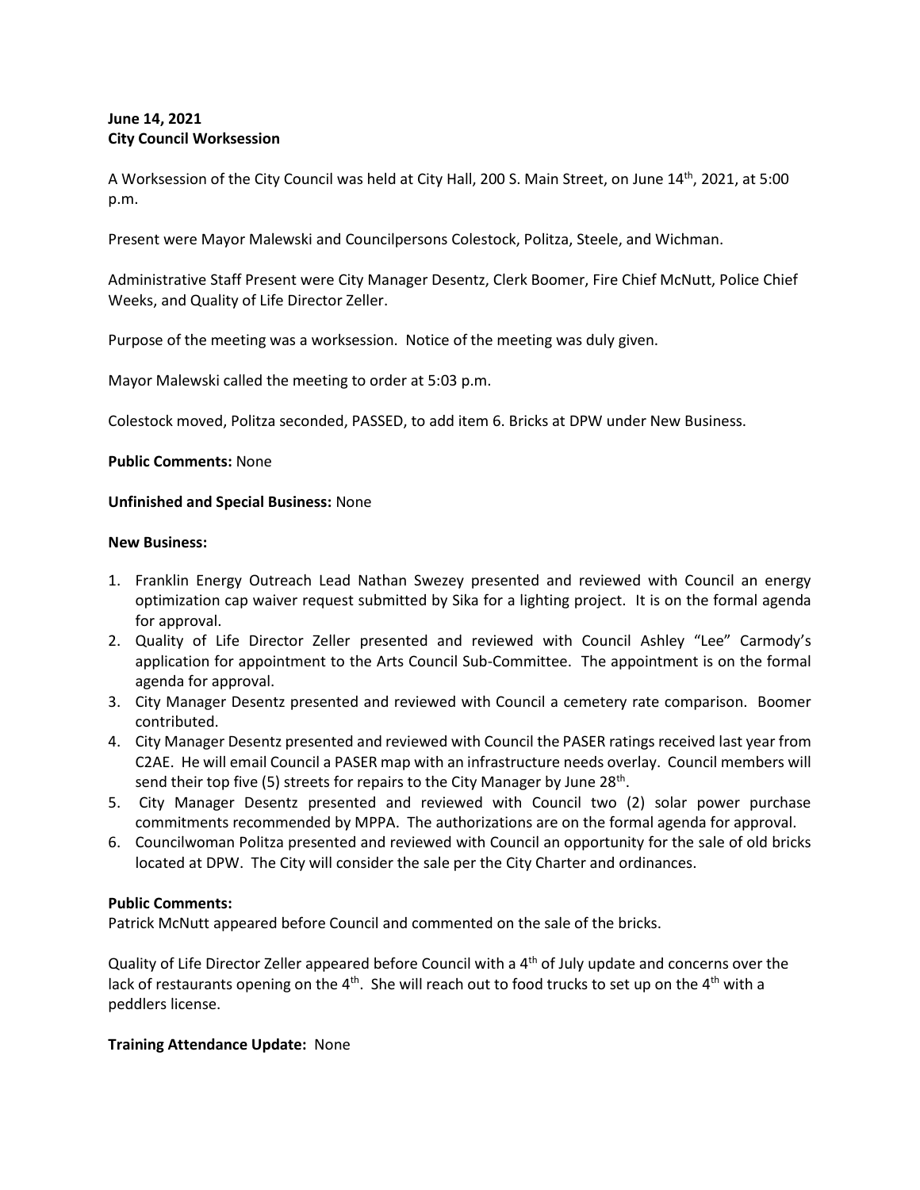**June 14, 2021**
**City Council Worksession**

A Worksession of the City Council was held at City Hall, 200 S. Main Street, on June 14th, 2021, at 5:00 p.m.

Present were Mayor Malewski and Councilpersons Colestock, Politza, Steele, and Wichman.

Administrative Staff Present were City Manager Desentz, Clerk Boomer, Fire Chief McNutt, Police Chief Weeks, and Quality of Life Director Zeller.

Purpose of the meeting was a worksession. Notice of the meeting was duly given.

Mayor Malewski called the meeting to order at 5:03 p.m.

Colestock moved, Politza seconded, PASSED, to add item 6. Bricks at DPW under New Business.

**Public Comments:** None

**Unfinished and Special Business:** None

**New Business:**

1. Franklin Energy Outreach Lead Nathan Swezey presented and reviewed with Council an energy optimization cap waiver request submitted by Sika for a lighting project. It is on the formal agenda for approval.
2. Quality of Life Director Zeller presented and reviewed with Council Ashley "Lee" Carmody's application for appointment to the Arts Council Sub-Committee. The appointment is on the formal agenda for approval.
3. City Manager Desentz presented and reviewed with Council a cemetery rate comparison. Boomer contributed.
4. City Manager Desentz presented and reviewed with Council the PASER ratings received last year from C2AE. He will email Council a PASER map with an infrastructure needs overlay. Council members will send their top five (5) streets for repairs to the City Manager by June 28th.
5. City Manager Desentz presented and reviewed with Council two (2) solar power purchase commitments recommended by MPPA. The authorizations are on the formal agenda for approval.
6. Councilwoman Politza presented and reviewed with Council an opportunity for the sale of old bricks located at DPW. The City will consider the sale per the City Charter and ordinances.

**Public Comments:**
Patrick McNutt appeared before Council and commented on the sale of the bricks.

Quality of Life Director Zeller appeared before Council with a 4th of July update and concerns over the lack of restaurants opening on the 4th. She will reach out to food trucks to set up on the 4th with a peddlers license.

**Training Attendance Update:** None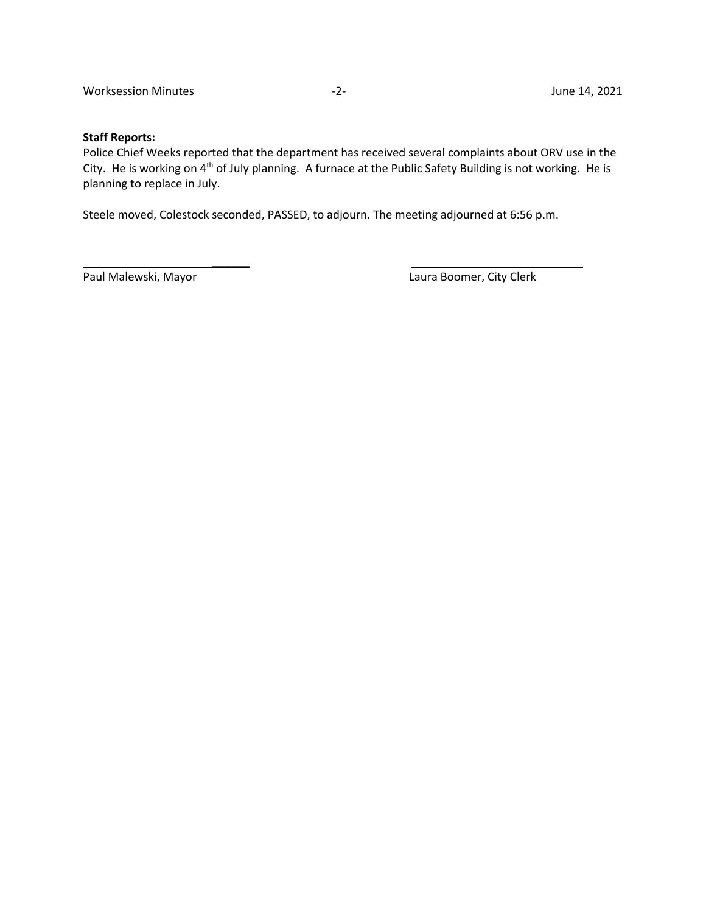**Staff Reports:**
Police Chief Weeks reported that the department has received several complaints about ORV use in the City. He is working on 4th of July planning. A furnace at the Public Safety Building is not working. He is planning to replace in July.

Steele moved, Colestock seconded, PASSED, to adjourn. The meeting adjourned at 6:56 p.m.

Paul Malewski, Mayor

Laura Boomer, City Clerk